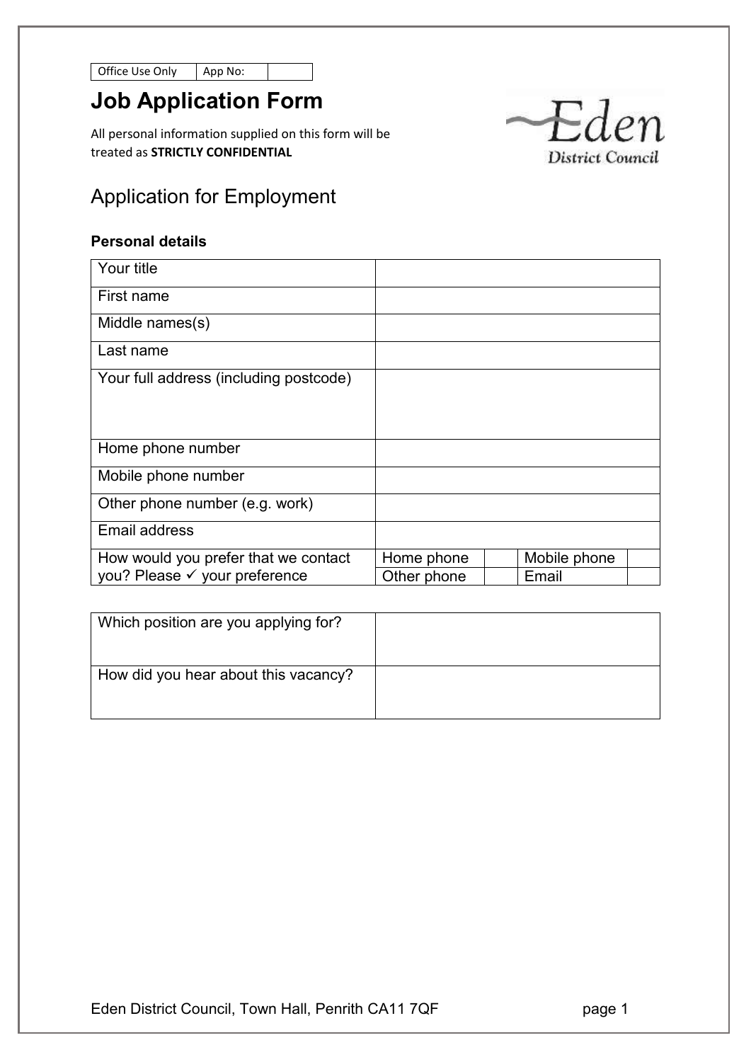| Office Use Only | App No: | |
|---|---|---|

# Job Application Form

All personal information supplied on this form will be treated as **STRICTLY CONFIDENTIAL**

Eden District Council

## Application for Employment

### Personal details

| Your title | | | | |
|---|---|---|---|---|
| First name | | | | |
| Middle names(s) | | | | |
| Last name | | | | |
| Your full address (including postcode) | | | | |
| Home phone number | | | | |
| Mobile phone number | | | | |
| Other phone number (e.g. work) | | | | |
| Email address | | | | |
| How would you prefer that we contact you? Please ✓ your preference | Home phone | | Mobile phone | |
| | Other phone | | Email | |

| Which position are you applying for? | |
|---|---|
| How did you hear about this vacancy? | |

Eden District Council, Town Hall, Penrith CA11 7QF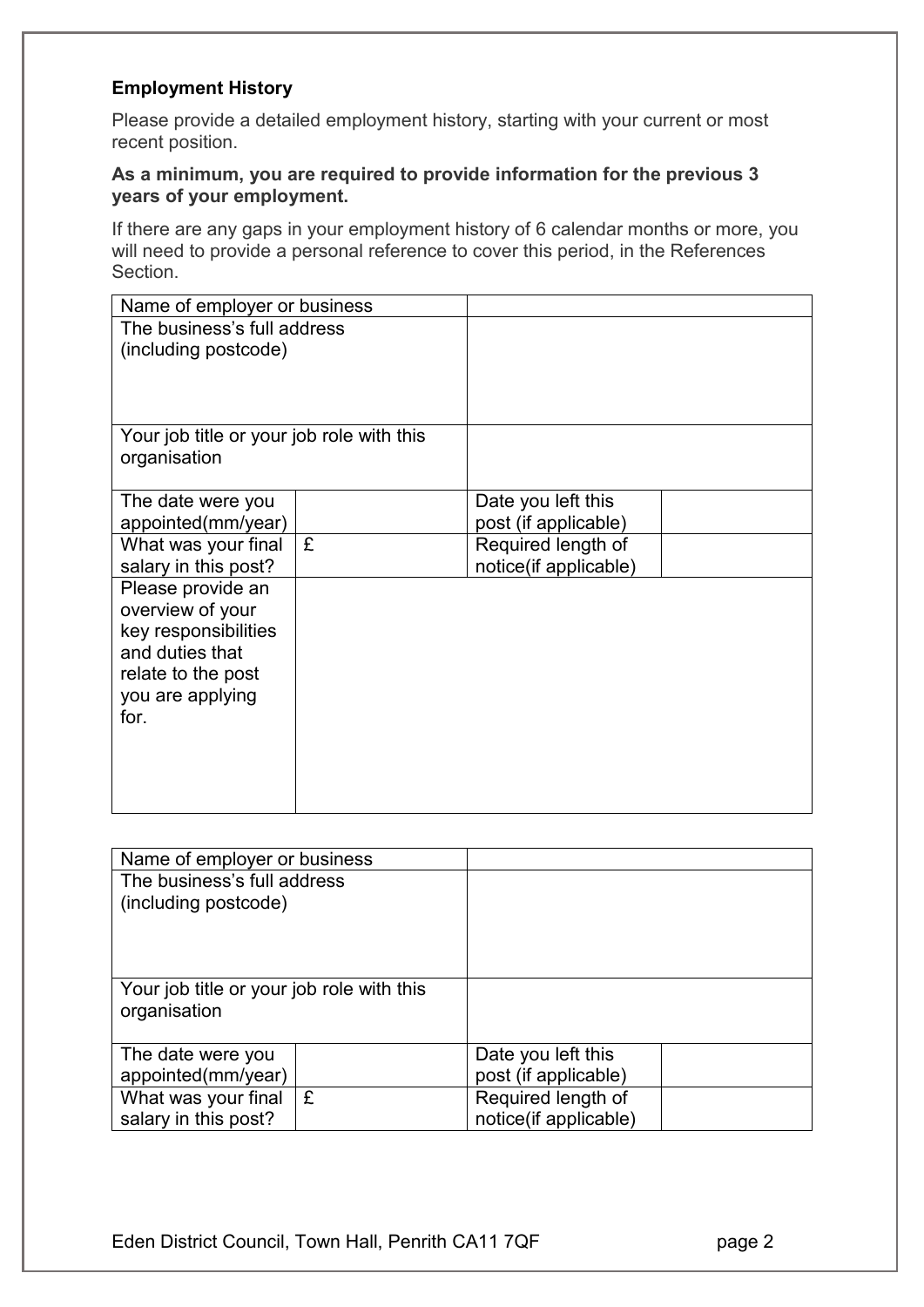**Employment History**

Please provide a detailed employment history, starting with your current or most recent position.

**As a minimum, you are required to provide information for the previous 3 years of your employment.**

If there are any gaps in your employment history of 6 calendar months or more, you will need to provide a personal reference to cover this period, in the References Section.

| Name of employer or business | | | |
|---|---|---|---|
| The business's full address (including postcode) | | | |
| Your job title or your job role with this organisation | | | |
| The date were you appointed(mm/year) | | Date you left this post (if applicable) | |
| What was your final salary in this post? | £ | Required length of notice(if applicable) | |
| Please provide an overview of your key responsibilities and duties that relate to the post you are applying for. | | | |

| Name of employer or business | | | |
|---|---|---|---|
| The business's full address (including postcode) | | | |
| Your job title or your job role with this organisation | | | |
| The date were you appointed(mm/year) | | Date you left this post (if applicable) | |
| What was your final salary in this post? | £ | Required length of notice(if applicable) | |

Eden District Council, Town Hall, Penrith CA11 7QF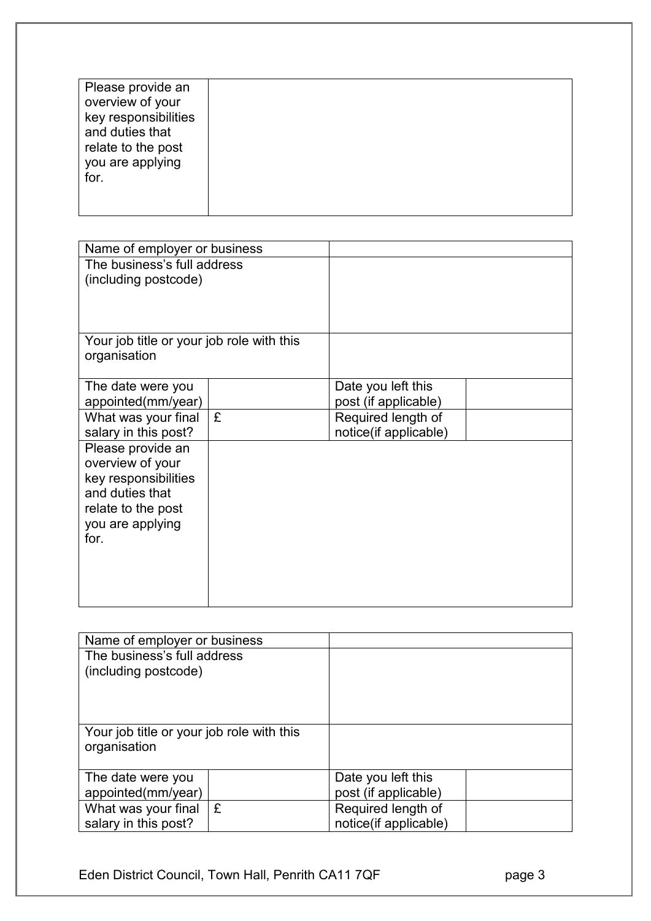| Please provide an overview of your key responsibilities and duties that relate to the post you are applying for. | |
|---|---|

| Name of employer or business | | | |
|---|---|---|---|
| The business's full address (including postcode) | | | |
| Your job title or your job role with this organisation | | | |
| The date were you appointed(mm/year) | | Date you left this post (if applicable) | |
| What was your final salary in this post? | £ | Required length of notice(if applicable) | |
| Please provide an overview of your key responsibilities and duties that relate to the post you are applying for. | | | |

| Name of employer or business | | | |
|---|---|---|---|
| The business's full address (including postcode) | | | |
| Your job title or your job role with this organisation | | | |
| The date were you appointed(mm/year) | | Date you left this post (if applicable) | |
| What was your final salary in this post? | £ | Required length of notice(if applicable) | |

Eden District Council, Town Hall, Penrith CA11 7QF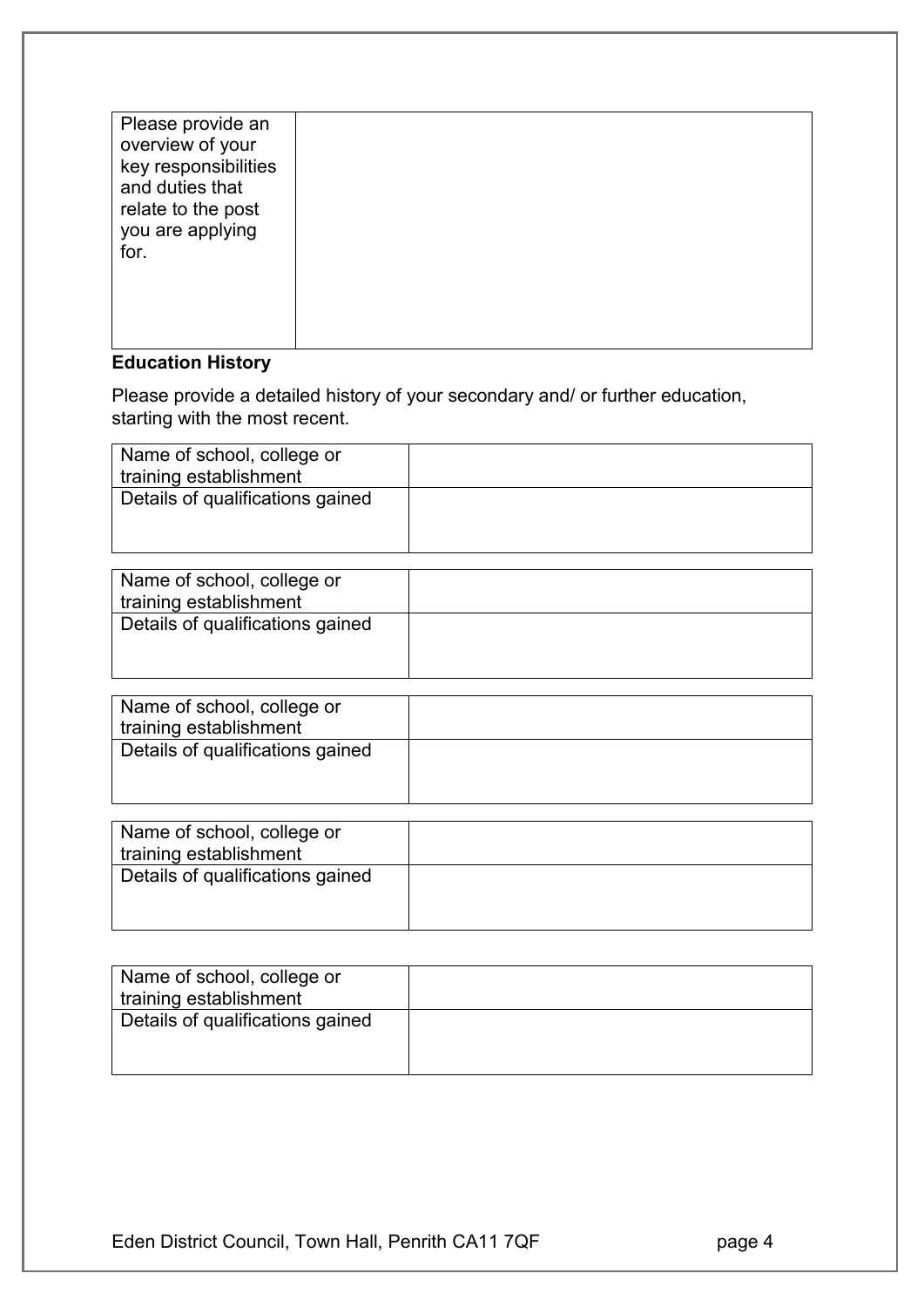| Please provide an overview of your key responsibilities and duties that relate to the post you are applying for. | |
|---|---|

**Education History**

Please provide a detailed history of your secondary and/ or further education, starting with the most recent.

| Name of school, college or training establishment | |
|---|---|
| Details of qualifications gained | |

| Name of school, college or training establishment | |
|---|---|
| Details of qualifications gained | |

| Name of school, college or training establishment | |
|---|---|
| Details of qualifications gained | |

| Name of school, college or training establishment | |
|---|---|
| Details of qualifications gained | |

| Name of school, college or training establishment | |
|---|---|
| Details of qualifications gained | |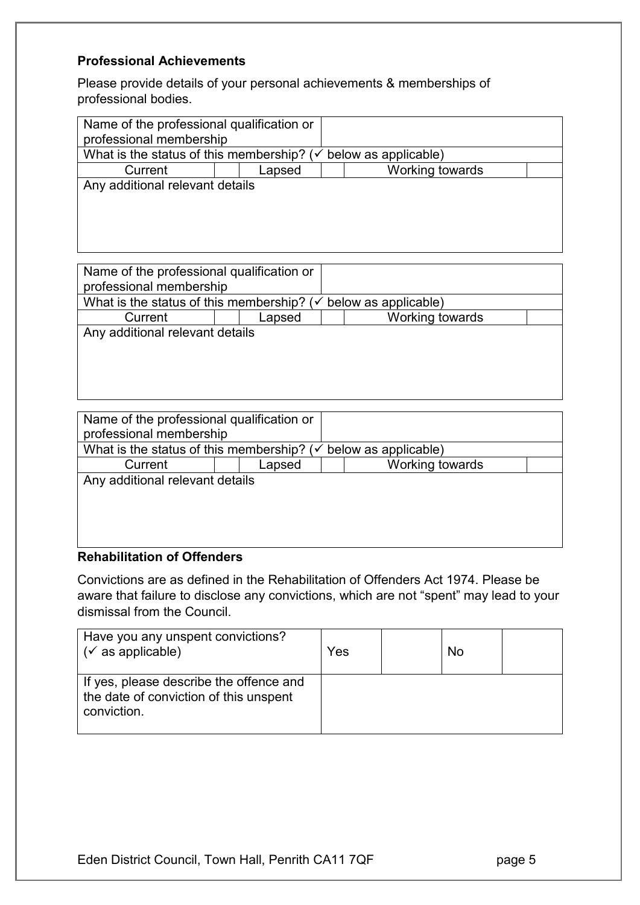**Professional Achievements**

Please provide details of your personal achievements & memberships of professional bodies.

| Name of the professional qualification or professional membership | | | | | |
|---|---|---|---|---|---|
| What is the status of this membership? (✓ below as applicable) | | | | | |
| Current | | Lapsed | | Working towards | |
| Any additional relevant details | | | | | |

| Name of the professional qualification or professional membership | | | | | |
|---|---|---|---|---|---|
| What is the status of this membership? (✓ below as applicable) | | | | | |
| Current | | Lapsed | | Working towards | |
| Any additional relevant details | | | | | |

| Name of the professional qualification or professional membership | | | | | |
|---|---|---|---|---|---|
| What is the status of this membership? (✓ below as applicable) | | | | | |
| Current | | Lapsed | | Working towards | |
| Any additional relevant details | | | | | |

**Rehabilitation of Offenders**

Convictions are as defined in the Rehabilitation of Offenders Act 1974. Please be aware that failure to disclose any convictions, which are not "spent" may lead to your dismissal from the Council.

| Have you any unspent convictions? (✓ as applicable) | Yes | | No | |
|---|---|---|---|---|
| If yes, please describe the offence and the date of conviction of this unspent conviction. | | | | |

Eden District Council, Town Hall, Penrith CA11 7QF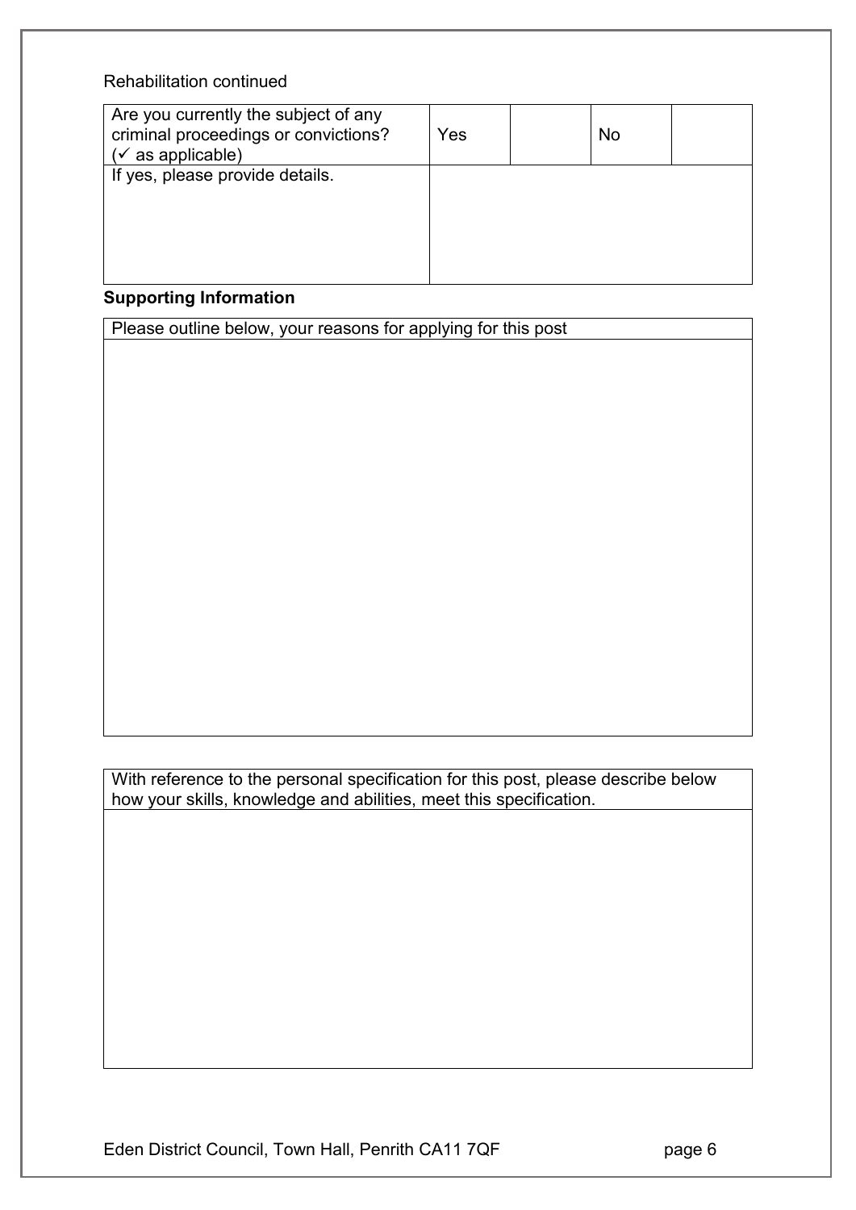Rehabilitation continued

| Are you currently the subject of any criminal proceedings or convictions? (✓ as applicable) | Yes | | No | |
|---|---|---|---|---|
| If yes, please provide details. | | | | |

**Supporting Information**

| Please outline below, your reasons for applying for this post |
|---|
| |

| With reference to the personal specification for this post, please describe below how your skills, knowledge and abilities, meet this specification. |
|---|
| |

Eden District Council, Town Hall, Penrith CA11 7QF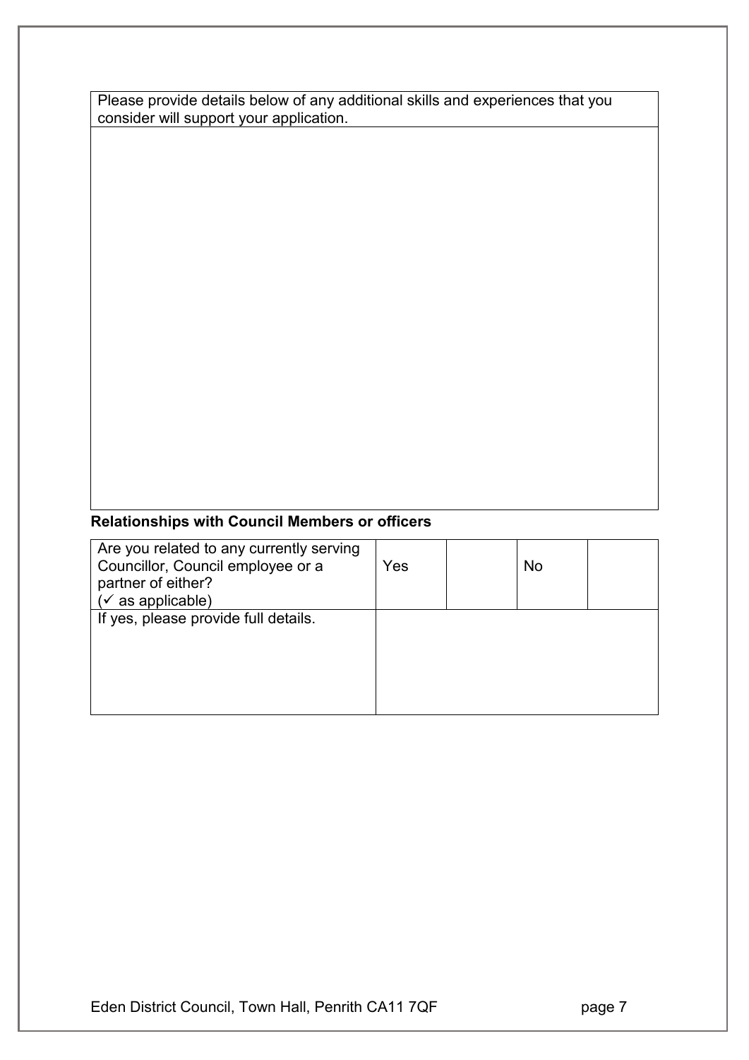| Please provide details below of any additional skills and experiences that you consider will support your application. |
| --- |
| |

**Relationships with Council Members or officers**

| Are you related to any currently serving Councillor, Council employee or a partner of either? (✓ as applicable) | Yes | | No | |
| --- | --- | --- | --- | --- |
| If yes, please provide full details. | | | | |

Eden District Council, Town Hall, Penrith CA11 7QF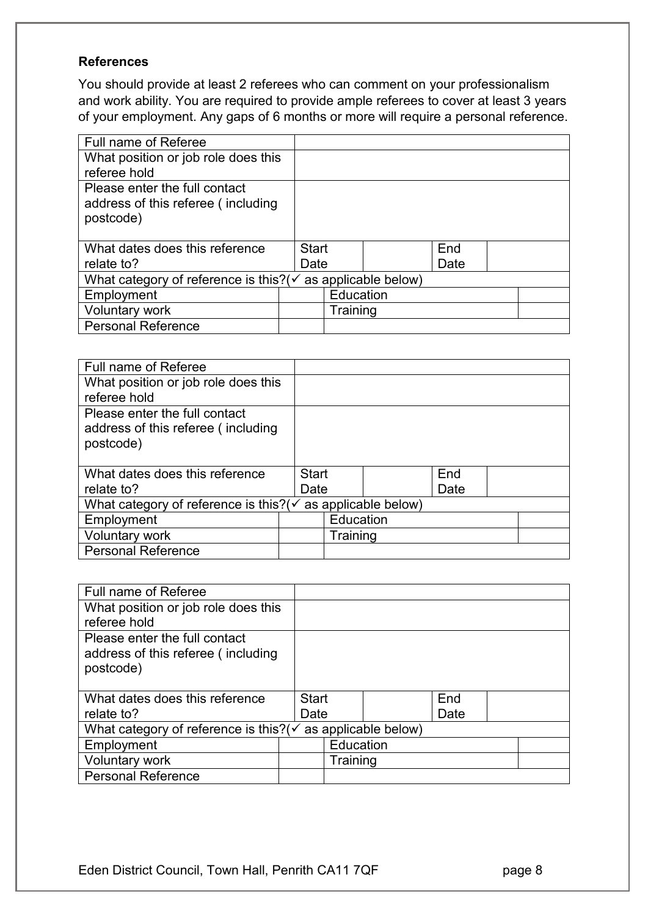**References**

You should provide at least 2 referees who can comment on your professionalism and work ability. You are required to provide ample referees to cover at least 3 years of your employment. Any gaps of 6 months or more will require a personal reference.

| Full name of Referee | | | | |
|---|---|---|---|---|
| What position or job role does this referee hold | | | | |
| Please enter the full contact address of this referee ( including postcode) | | | | |
| What dates does this reference relate to? | Start Date | | End Date | |
| What category of reference is this?(✓ as applicable below) | | | | |
| Employment | | Education | | |
| Voluntary work | | Training | | |
| Personal Reference | | | | |

| Full name of Referee | | | | |
|---|---|---|---|---|
| What position or job role does this referee hold | | | | |
| Please enter the full contact address of this referee ( including postcode) | | | | |
| What dates does this reference relate to? | Start Date | | End Date | |
| What category of reference is this?(✓ as applicable below) | | | | |
| Employment | | Education | | |
| Voluntary work | | Training | | |
| Personal Reference | | | | |

| Full name of Referee | | | | |
|---|---|---|---|---|
| What position or job role does this referee hold | | | | |
| Please enter the full contact address of this referee ( including postcode) | | | | |
| What dates does this reference relate to? | Start Date | | End Date | |
| What category of reference is this?(✓ as applicable below) | | | | |
| Employment | | Education | | |
| Voluntary work | | Training | | |
| Personal Reference | | | | |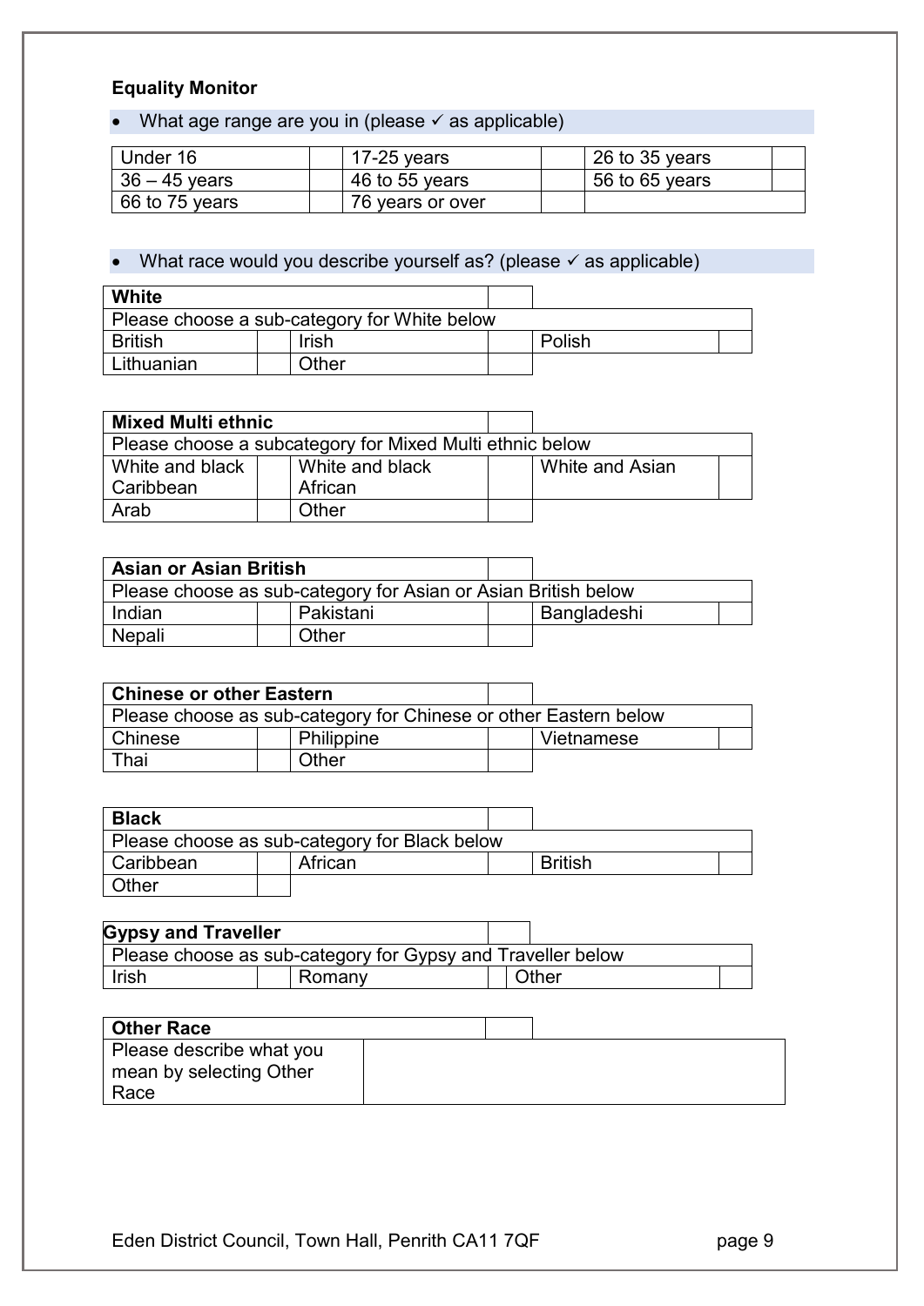**Equality Monitor**

- What age range are you in (please ✓ as applicable)

| Under 16 | | 17-25 years | | 26 to 35 years | |
|---|---|---|---|---|---|
| 36 – 45 years | | 46 to 55 years | | 56 to 65 years | |
| 66 to 75 years | | 76 years or over | | | |

- What race would you describe yourself as? (please ✓ as applicable)

| **White** | | | | | |
|---|---|---|---|---|---|
| Please choose a sub-category for White below | | | | | |
| British | | Irish | | Polish | |
| Lithuanian | | Other | | | |

| **Mixed Multi ethnic** | | | | | |
|---|---|---|---|---|---|
| Please choose a subcategory for Mixed Multi ethnic below | | | | | |
| White and black Caribbean | | White and black African | | White and Asian | |
| Arab | | Other | | | |

| **Asian or Asian British** | | | | | |
|---|---|---|---|---|---|
| Please choose as sub-category for Asian or Asian British below | | | | | |
| Indian | | Pakistani | | Bangladeshi | |
| Nepali | | Other | | | |

| **Chinese or other Eastern** | | | | | |
|---|---|---|---|---|---|
| Please choose as sub-category for Chinese or other Eastern below | | | | | |
| Chinese | | Philippine | | Vietnamese | |
| Thai | | Other | | | |

| **Black** | | | | | |
|---|---|---|---|---|---|
| Please choose as sub-category for Black below | | | | | |
| Caribbean | | African | | British | |
| Other | | | | | |

| **Gypsy and Traveller** | | | | | |
|---|---|---|---|---|---|
| Please choose as sub-category for Gypsy and Traveller below | | | | | |
| Irish | | Romany | | Other | |

| **Other Race** | |
|---|---|
| Please describe what you mean by selecting Other Race | |

Eden District Council, Town Hall, Penrith CA11 7QF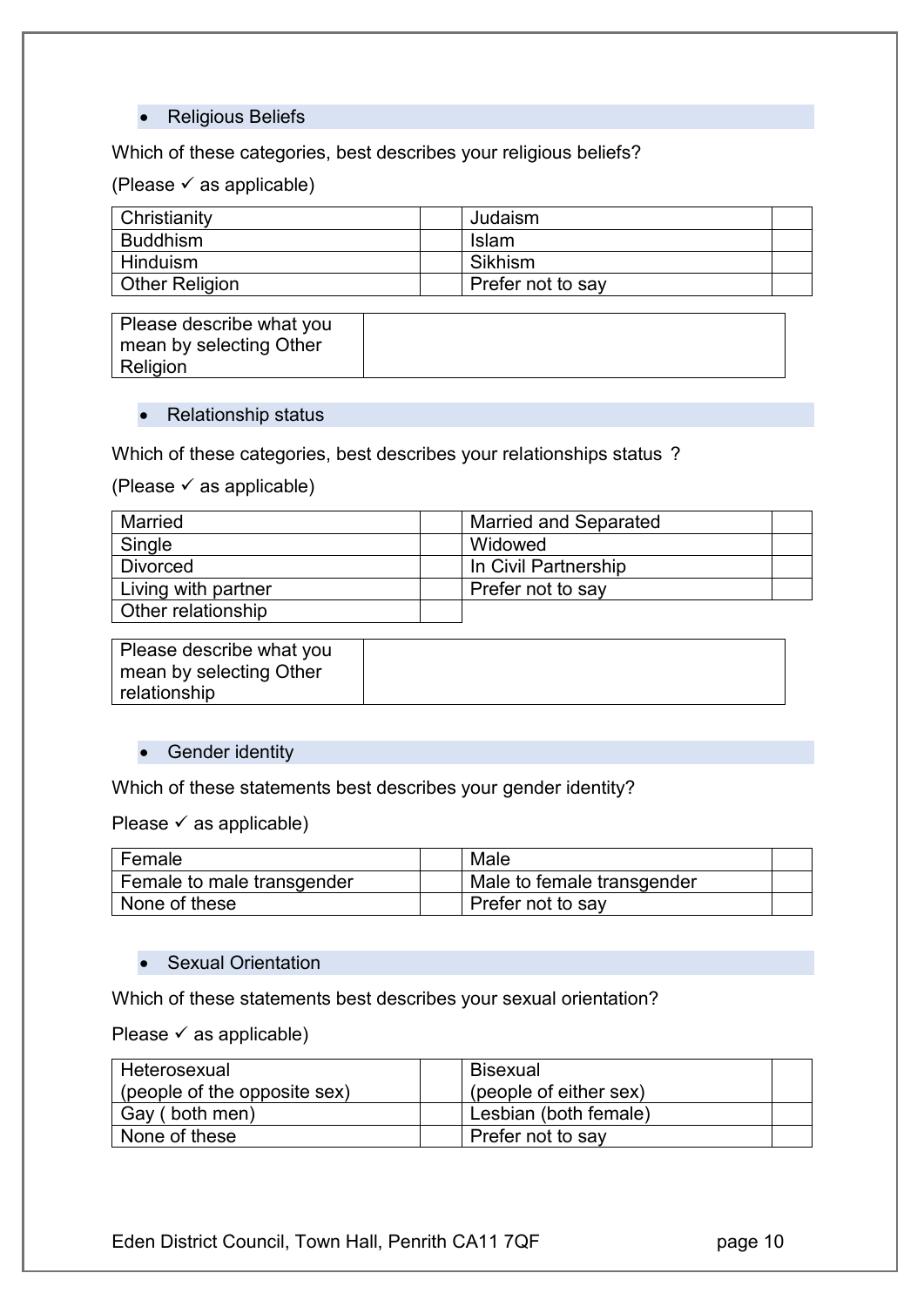- Religious Beliefs

Which of these categories, best describes your religious beliefs?

(Please ✓ as applicable)

| | | | |
|---|---|---|---|
| Christianity | | Judaism | |
| Buddhism | | Islam | |
| Hinduism | | Sikhism | |
| Other Religion | | Prefer not to say | |

| | |
|---|---|
| Please describe what you mean by selecting Other Religion | |

- Relationship status

Which of these categories, best describes your relationships status ?

(Please ✓ as applicable)

| | | | |
|---|---|---|---|
| Married | | Married and Separated | |
| Single | | Widowed | |
| Divorced | | In Civil Partnership | |
| Living with partner | | Prefer not to say | |
| Other relationship | | | |

| | |
|---|---|
| Please describe what you mean by selecting Other relationship | |

- Gender identity

Which of these statements best describes your gender identity?

Please ✓ as applicable)

| | | | |
|---|---|---|---|
| Female | | Male | |
| Female to male transgender | | Male to female transgender | |
| None of these | | Prefer not to say | |

- Sexual Orientation

Which of these statements best describes your sexual orientation?

Please ✓ as applicable)

| | | | |
|---|---|---|---|
| Heterosexual (people of the opposite sex) | | Bisexual (people of either sex) | |
| Gay ( both men) | | Lesbian (both female) | |
| None of these | | Prefer not to say | |

Eden District Council, Town Hall, Penrith CA11 7QF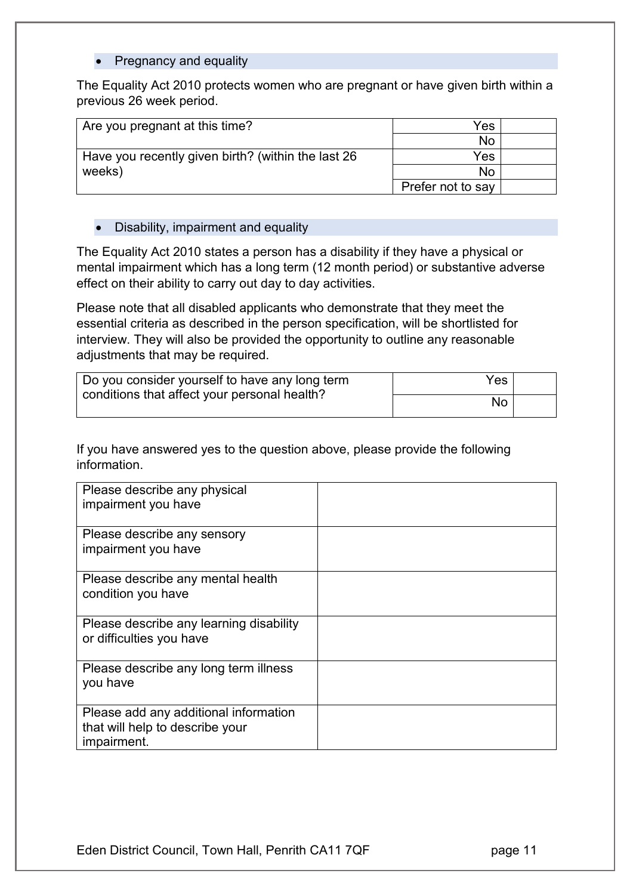- Pregnancy and equality

The Equality Act 2010 protects women who are pregnant or have given birth within a previous 26 week period.

| | | |
|---|---|---|
| Are you pregnant at this time? | Yes | |
| | No | |
| Have you recently given birth? (within the last 26 weeks) | Yes | |
| | No | |
| | Prefer not to say | |

- Disability, impairment and equality

The Equality Act 2010 states a person has a disability if they have a physical or mental impairment which has a long term (12 month period) or substantive adverse effect on their ability to carry out day to day activities.

Please note that all disabled applicants who demonstrate that they meet the essential criteria as described in the person specification, will be shortlisted for interview. They will also be provided the opportunity to outline any reasonable adjustments that may be required.

| | | |
|---|---|---|
| Do you consider yourself to have any long term conditions that affect your personal health? | Yes | |
| | No | |

If you have answered yes to the question above, please provide the following information.

| | |
|---|---|
| Please describe any physical impairment you have | |
| Please describe any sensory impairment you have | |
| Please describe any mental health condition you have | |
| Please describe any learning disability or difficulties you have | |
| Please describe any long term illness you have | |
| Please add any additional information that will help to describe your impairment. | |

Eden District Council, Town Hall, Penrith CA11 7QF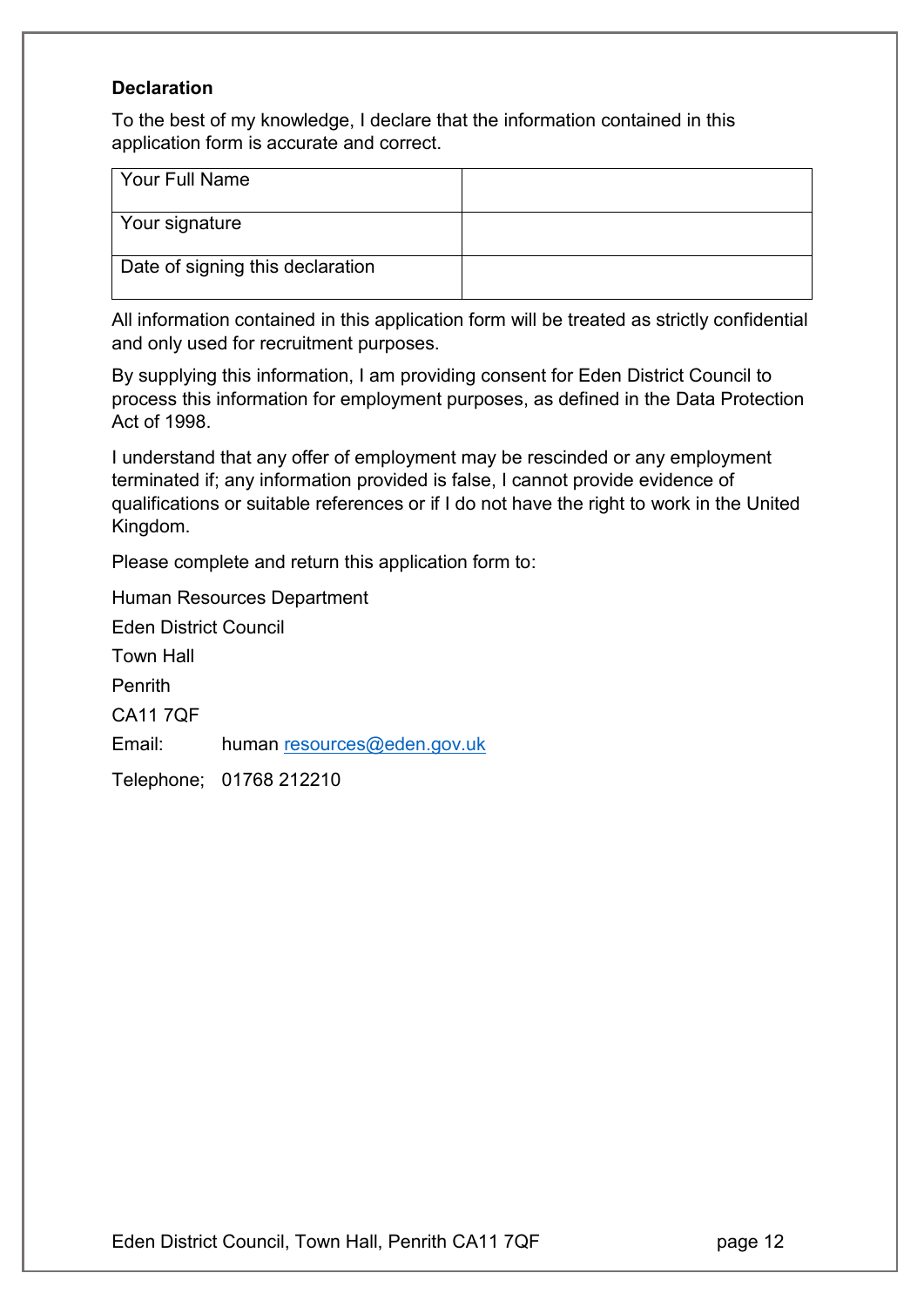**Declaration**

To the best of my knowledge, I declare that the information contained in this application form is accurate and correct.

| | |
|---|---|
| Your Full Name | |
| Your signature | |
| Date of signing this declaration | |

All information contained in this application form will be treated as strictly confidential and only used for recruitment purposes.

By supplying this information, I am providing consent for Eden District Council to process this information for employment purposes, as defined in the Data Protection Act of 1998.

I understand that any offer of employment may be rescinded or any employment terminated if; any information provided is false, I cannot provide evidence of qualifications or suitable references or if I do not have the right to work in the United Kingdom.

Please complete and return this application form to:

Human Resources Department

Eden District Council

Town Hall

Penrith

CA11 7QF

Email: human resources@eden.gov.uk

Telephone; 01768 212210